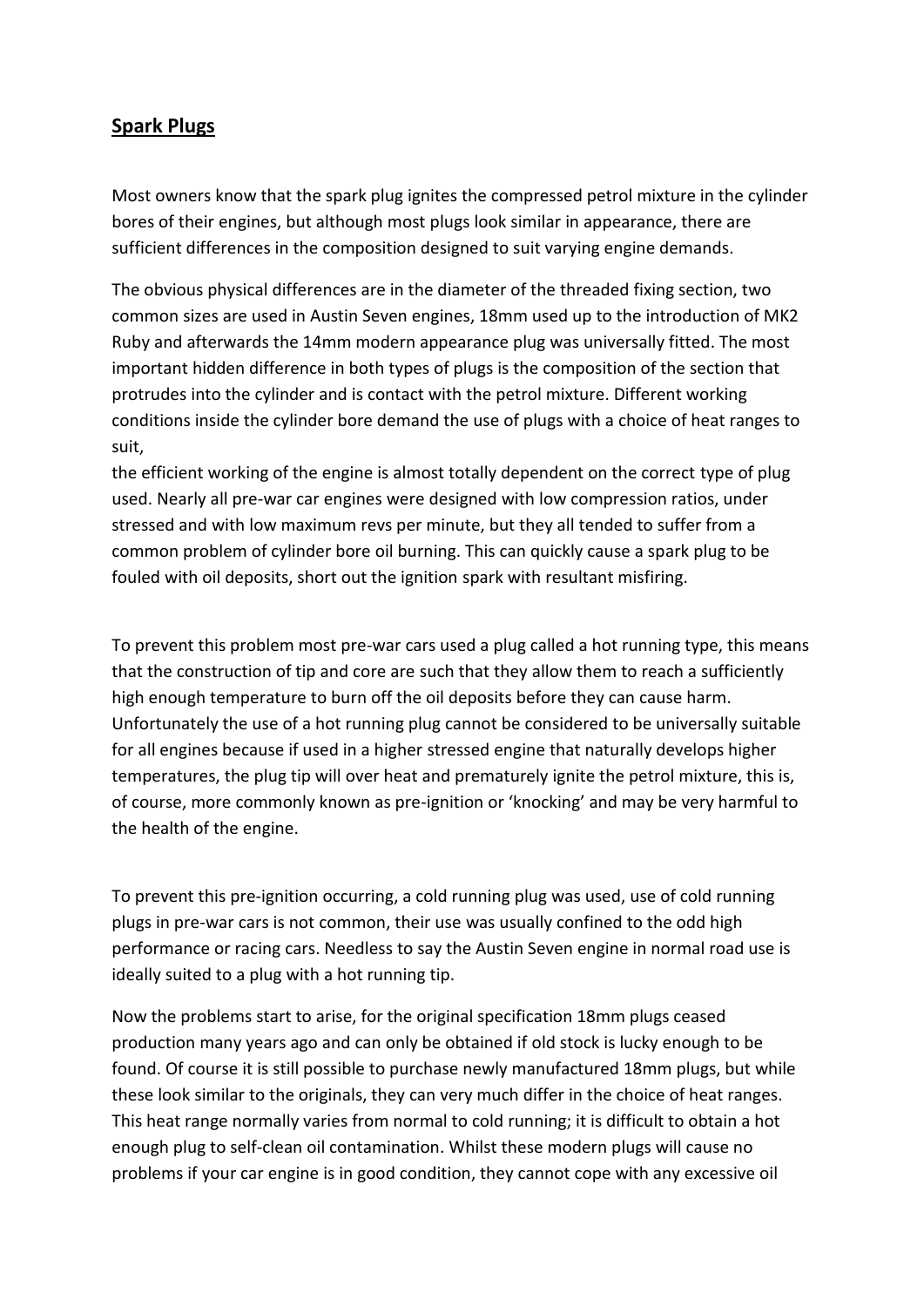## **Spark Plugs**

Most owners know that the spark plug ignites the compressed petrol mixture in the cylinder bores of their engines, but although most plugs look similar in appearance, there are sufficient differences in the composition designed to suit varying engine demands.

The obvious physical differences are in the diameter of the threaded fixing section, two common sizes are used in Austin Seven engines, 18mm used up to the introduction of MK2 Ruby and afterwards the 14mm modern appearance plug was universally fitted. The most important hidden difference in both types of plugs is the composition of the section that protrudes into the cylinder and is contact with the petrol mixture. Different working conditions inside the cylinder bore demand the use of plugs with a choice of heat ranges to suit,
the efficient working of the engine is almost totally dependent on the correct type of plug used. Nearly all pre-war car engines were designed with low compression ratios, under stressed and with low maximum revs per minute, but they all tended to suffer from a common problem of cylinder bore oil burning. This can quickly cause a spark plug to be fouled with oil deposits, short out the ignition spark with resultant misfiring.

To prevent this problem most pre-war cars used a plug called a hot running type, this means that the construction of tip and core are such that they allow them to reach a sufficiently high enough temperature to burn off the oil deposits before they can cause harm. Unfortunately the use of a hot running plug cannot be considered to be universally suitable for all engines because if used in a higher stressed engine that naturally develops higher temperatures, the plug tip will over heat and prematurely ignite the petrol mixture, this is, of course, more commonly known as pre-ignition or 'knocking' and may be very harmful to the health of the engine.

To prevent this pre-ignition occurring, a cold running plug was used, use of cold running plugs in pre-war cars is not common, their use was usually confined to the odd high performance or racing cars. Needless to say the Austin Seven engine in normal road use is ideally suited to a plug with a hot running tip.

Now the problems start to arise, for the original specification 18mm plugs ceased production many years ago and can only be obtained if old stock is lucky enough to be found. Of course it is still possible to purchase newly manufactured 18mm plugs, but while these look similar to the originals, they can very much differ in the choice of heat ranges. This heat range normally varies from normal to cold running; it is difficult to obtain a hot enough plug to self-clean oil contamination. Whilst these modern plugs will cause no problems if your car engine is in good condition, they cannot cope with any excessive oil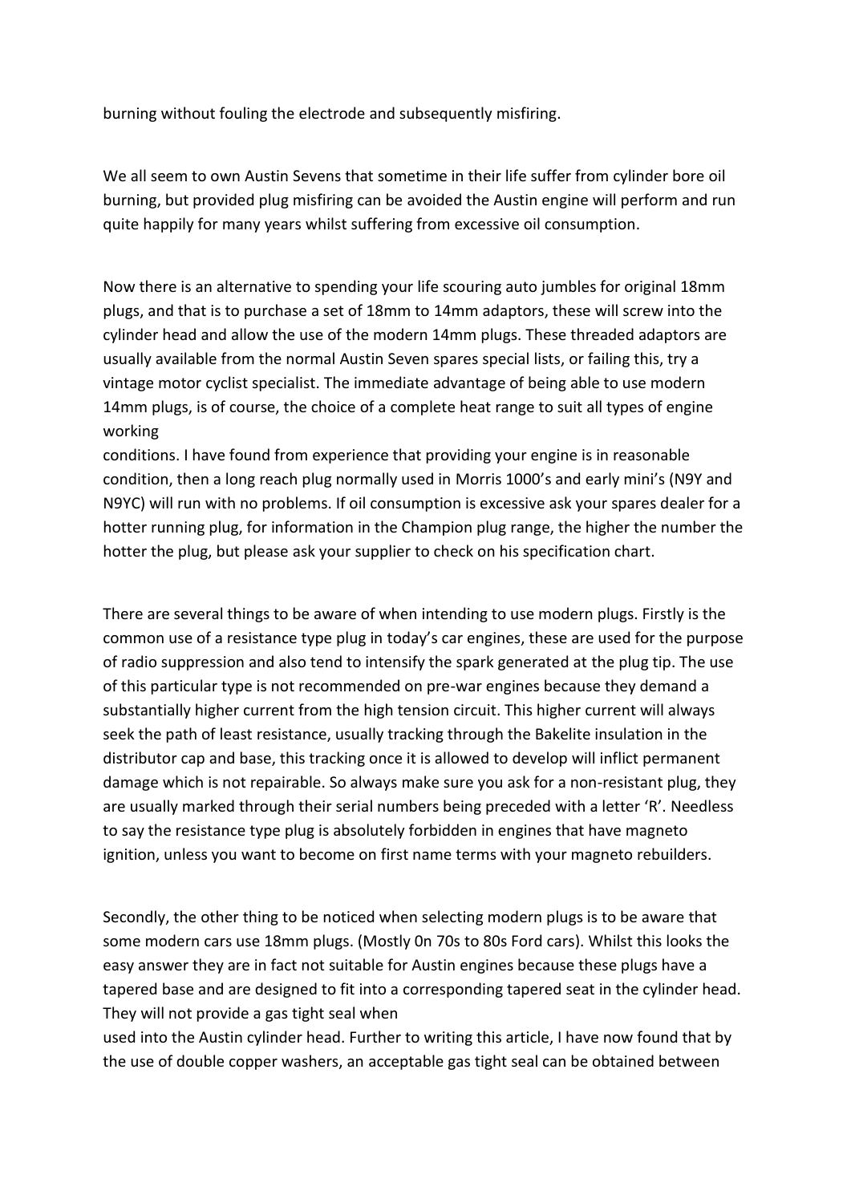burning without fouling the electrode and subsequently misfiring.

We all seem to own Austin Sevens that sometime in their life suffer from cylinder bore oil burning, but provided plug misfiring can be avoided the Austin engine will perform and run quite happily for many years whilst suffering from excessive oil consumption.

Now there is an alternative to spending your life scouring auto jumbles for original 18mm plugs, and that is to purchase a set of 18mm to 14mm adaptors, these will screw into the cylinder head and allow the use of the modern 14mm plugs. These threaded adaptors are usually available from the normal Austin Seven spares special lists, or failing this, try a vintage motor cyclist specialist. The immediate advantage of being able to use modern 14mm plugs, is of course, the choice of a complete heat range to suit all types of engine working
conditions. I have found from experience that providing your engine is in reasonable condition, then a long reach plug normally used in Morris 1000's and early mini's (N9Y and N9YC) will run with no problems. If oil consumption is excessive ask your spares dealer for a hotter running plug, for information in the Champion plug range, the higher the number the hotter the plug, but please ask your supplier to check on his specification chart.

There are several things to be aware of when intending to use modern plugs. Firstly is the common use of a resistance type plug in today's car engines, these are used for the purpose of radio suppression and also tend to intensify the spark generated at the plug tip. The use of this particular type is not recommended on pre-war engines because they demand a substantially higher current from the high tension circuit. This higher current will always seek the path of least resistance, usually tracking through the Bakelite insulation in the distributor cap and base, this tracking once it is allowed to develop will inflict permanent damage which is not repairable. So always make sure you ask for a non-resistant plug, they are usually marked through their serial numbers being preceded with a letter 'R'. Needless to say the resistance type plug is absolutely forbidden in engines that have magneto ignition, unless you want to become on first name terms with your magneto rebuilders.

Secondly, the other thing to be noticed when selecting modern plugs is to be aware that some modern cars use 18mm plugs. (Mostly 0n 70s to 80s Ford cars). Whilst this looks the easy answer they are in fact not suitable for Austin engines because these plugs have a tapered base and are designed to fit into a corresponding tapered seat in the cylinder head. They will not provide a gas tight seal when
used into the Austin cylinder head. Further to writing this article, I have now found that by the use of double copper washers, an acceptable gas tight seal can be obtained between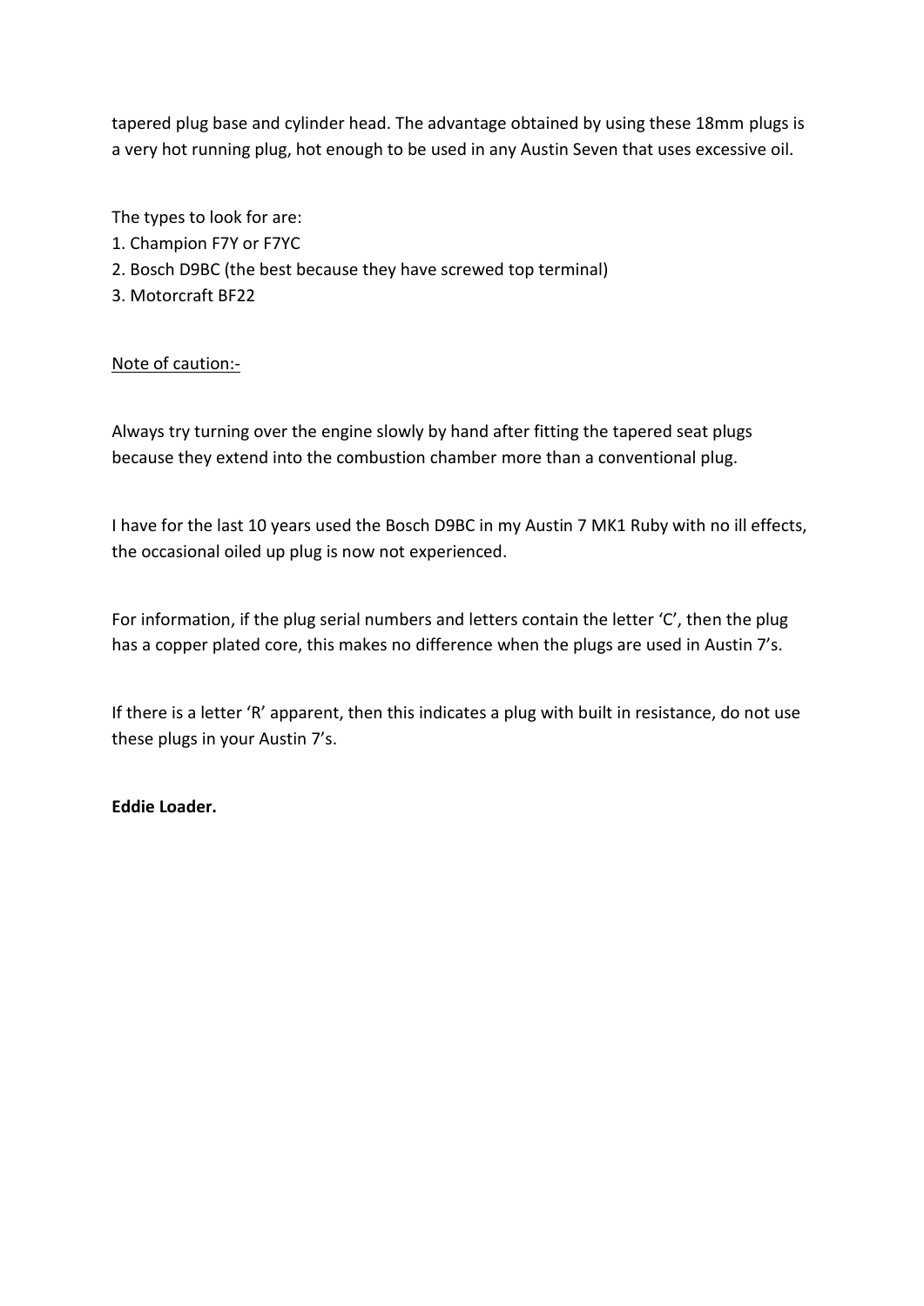tapered plug base and cylinder head. The advantage obtained by using these 18mm plugs is a very hot running plug, hot enough to be used in any Austin Seven that uses excessive oil.

The types to look for are:
1. Champion F7Y or F7YC
2. Bosch D9BC (the best because they have screwed top terminal)
3. Motorcraft BF22

<u>Note of caution:-</u>

Always try turning over the engine slowly by hand after fitting the tapered seat plugs because they extend into the combustion chamber more than a conventional plug.

I have for the last 10 years used the Bosch D9BC in my Austin 7 MK1 Ruby with no ill effects, the occasional oiled up plug is now not experienced.

For information, if the plug serial numbers and letters contain the letter 'C', then the plug has a copper plated core, this makes no difference when the plugs are used in Austin 7's.

If there is a letter 'R' apparent, then this indicates a plug with built in resistance, do not use these plugs in your Austin 7's.

**Eddie Loader.**